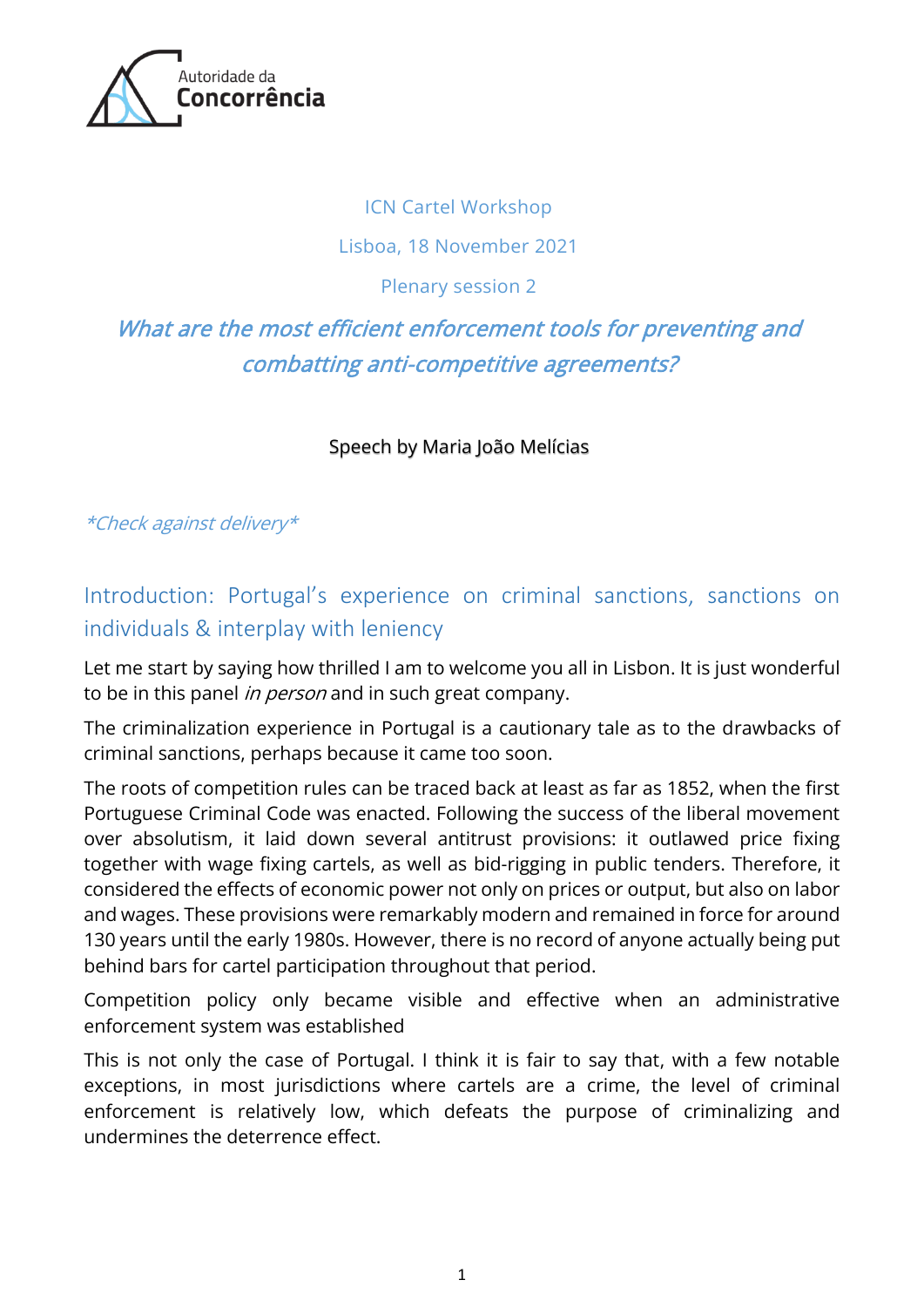Autoridade da Concorrência

ICN Cartel Workshop

Lisboa, 18 November 2021

Plenary session 2

# *What are the most efficient enforcement tools for preventing and combatting anti-competitive agreements?*

Speech by Maria João Melícias

*\*Check against delivery\**

## Introduction: Portugal's experience on criminal sanctions, sanctions on individuals & interplay with leniency

Let me start by saying how thrilled I am to welcome you all in Lisbon. It is just wonderful to be in this panel *in person* and in such great company.

The criminalization experience in Portugal is a cautionary tale as to the drawbacks of criminal sanctions, perhaps because it came too soon.

The roots of competition rules can be traced back at least as far as 1852, when the first Portuguese Criminal Code was enacted. Following the success of the liberal movement over absolutism, it laid down several antitrust provisions: it outlawed price fixing together with wage fixing cartels, as well as bid-rigging in public tenders. Therefore, it considered the effects of economic power not only on prices or output, but also on labor and wages. These provisions were remarkably modern and remained in force for around 130 years until the early 1980s. However, there is no record of anyone actually being put behind bars for cartel participation throughout that period.

Competition policy only became visible and effective when an administrative enforcement system was established

This is not only the case of Portugal. I think it is fair to say that, with a few notable exceptions, in most jurisdictions where cartels are a crime, the level of criminal enforcement is relatively low, which defeats the purpose of criminalizing and undermines the deterrence effect.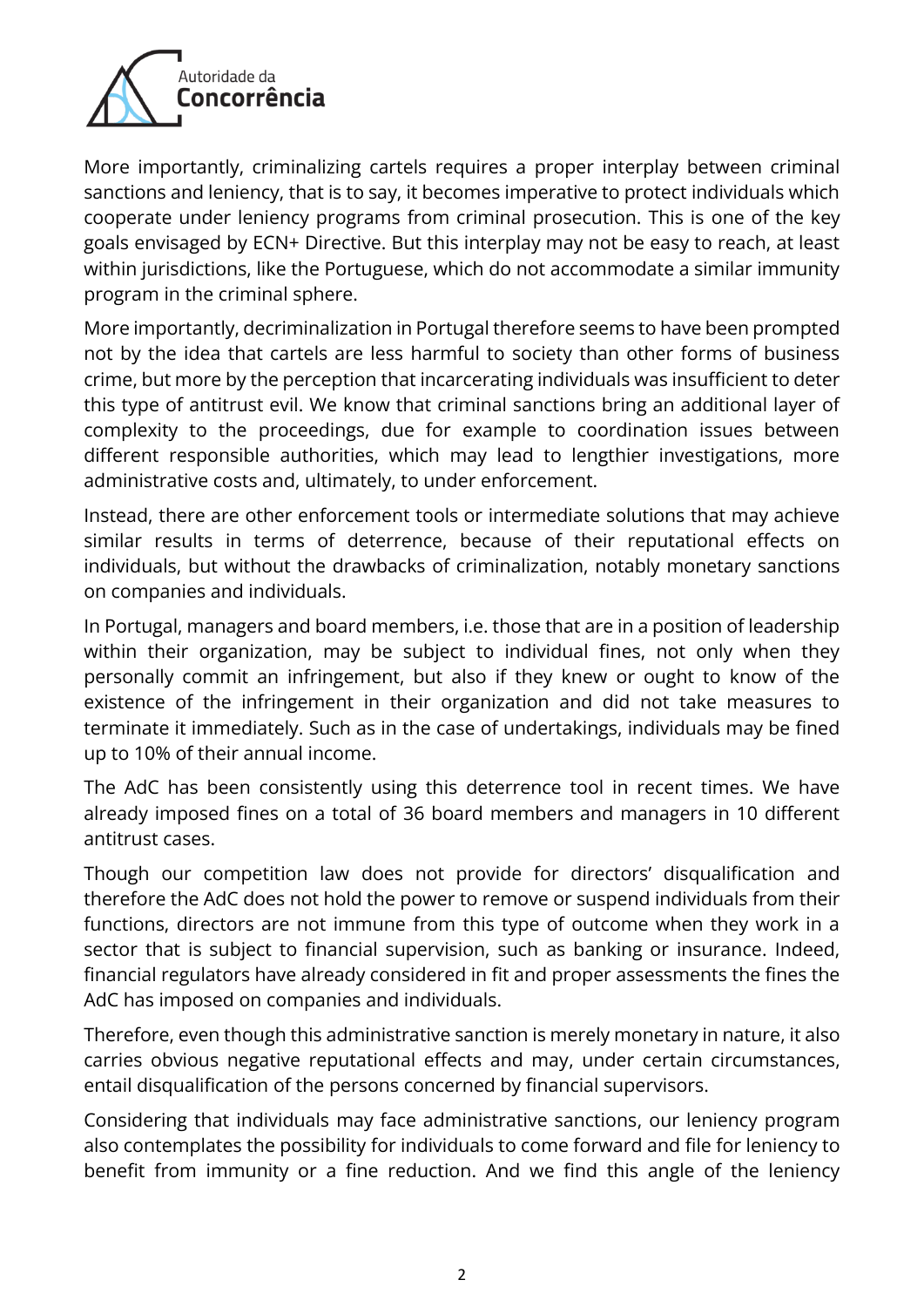More importantly, criminalizing cartels requires a proper interplay between criminal sanctions and leniency, that is to say, it becomes imperative to protect individuals which cooperate under leniency programs from criminal prosecution. This is one of the key goals envisaged by ECN+ Directive. But this interplay may not be easy to reach, at least within jurisdictions, like the Portuguese, which do not accommodate a similar immunity program in the criminal sphere.

More importantly, decriminalization in Portugal therefore seems to have been prompted not by the idea that cartels are less harmful to society than other forms of business crime, but more by the perception that incarcerating individuals was insufficient to deter this type of antitrust evil. We know that criminal sanctions bring an additional layer of complexity to the proceedings, due for example to coordination issues between different responsible authorities, which may lead to lengthier investigations, more administrative costs and, ultimately, to under enforcement.

Instead, there are other enforcement tools or intermediate solutions that may achieve similar results in terms of deterrence, because of their reputational effects on individuals, but without the drawbacks of criminalization, notably monetary sanctions on companies and individuals.

In Portugal, managers and board members, i.e. those that are in a position of leadership within their organization, may be subject to individual fines, not only when they personally commit an infringement, but also if they knew or ought to know of the existence of the infringement in their organization and did not take measures to terminate it immediately. Such as in the case of undertakings, individuals may be fined up to 10% of their annual income.

The AdC has been consistently using this deterrence tool in recent times. We have already imposed fines on a total of 36 board members and managers in 10 different antitrust cases.

Though our competition law does not provide for directors' disqualification and therefore the AdC does not hold the power to remove or suspend individuals from their functions, directors are not immune from this type of outcome when they work in a sector that is subject to financial supervision, such as banking or insurance. Indeed, financial regulators have already considered in fit and proper assessments the fines the AdC has imposed on companies and individuals.

Therefore, even though this administrative sanction is merely monetary in nature, it also carries obvious negative reputational effects and may, under certain circumstances, entail disqualification of the persons concerned by financial supervisors.

Considering that individuals may face administrative sanctions, our leniency program also contemplates the possibility for individuals to come forward and file for leniency to benefit from immunity or a fine reduction. And we find this angle of the leniency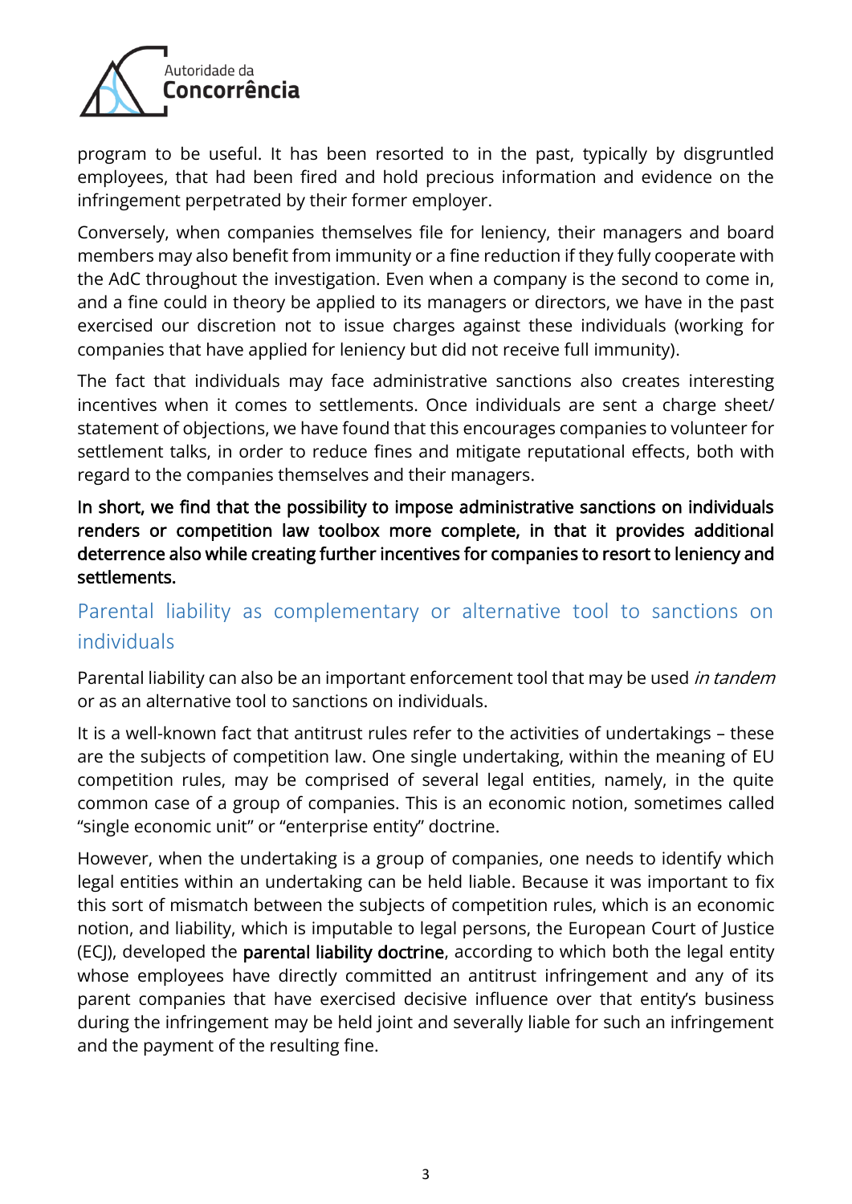program to be useful. It has been resorted to in the past, typically by disgruntled employees, that had been fired and hold precious information and evidence on the infringement perpetrated by their former employer.

Conversely, when companies themselves file for leniency, their managers and board members may also benefit from immunity or a fine reduction if they fully cooperate with the AdC throughout the investigation. Even when a company is the second to come in, and a fine could in theory be applied to its managers or directors, we have in the past exercised our discretion not to issue charges against these individuals (working for companies that have applied for leniency but did not receive full immunity).

The fact that individuals may face administrative sanctions also creates interesting incentives when it comes to settlements. Once individuals are sent a charge sheet/ statement of objections, we have found that this encourages companies to volunteer for settlement talks, in order to reduce fines and mitigate reputational effects, both with regard to the companies themselves and their managers.

**In short, we find that the possibility to impose administrative sanctions on individuals renders or competition law toolbox more complete, in that it provides additional deterrence also while creating further incentives for companies to resort to leniency and settlements.**

## Parental liability as complementary or alternative tool to sanctions on individuals

Parental liability can also be an important enforcement tool that may be used *in tandem* or as an alternative tool to sanctions on individuals.

It is a well-known fact that antitrust rules refer to the activities of undertakings – these are the subjects of competition law. One single undertaking, within the meaning of EU competition rules, may be comprised of several legal entities, namely, in the quite common case of a group of companies. This is an economic notion, sometimes called "single economic unit" or "enterprise entity" doctrine.

However, when the undertaking is a group of companies, one needs to identify which legal entities within an undertaking can be held liable. Because it was important to fix this sort of mismatch between the subjects of competition rules, which is an economic notion, and liability, which is imputable to legal persons, the European Court of Justice (ECJ), developed the **parental liability doctrine**, according to which both the legal entity whose employees have directly committed an antitrust infringement and any of its parent companies that have exercised decisive influence over that entity's business during the infringement may be held joint and severally liable for such an infringement and the payment of the resulting fine.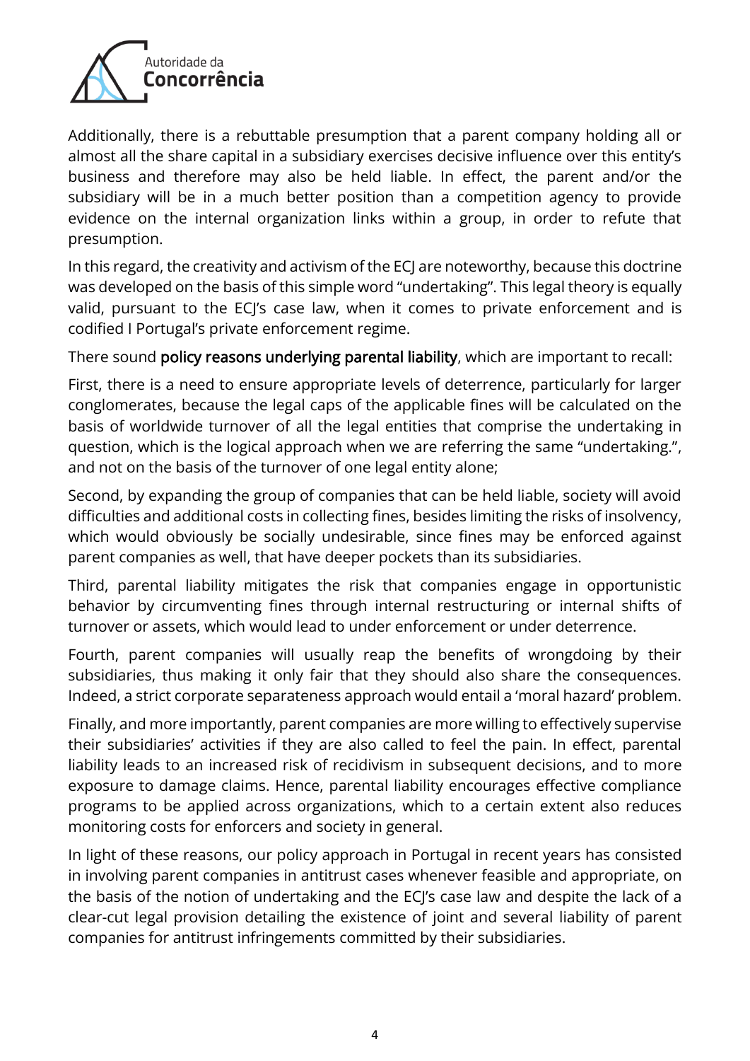Additionally, there is a rebuttable presumption that a parent company holding all or almost all the share capital in a subsidiary exercises decisive influence over this entity's business and therefore may also be held liable. In effect, the parent and/or the subsidiary will be in a much better position than a competition agency to provide evidence on the internal organization links within a group, in order to refute that presumption.

In this regard, the creativity and activism of the ECJ are noteworthy, because this doctrine was developed on the basis of this simple word "undertaking". This legal theory is equally valid, pursuant to the ECJ's case law, when it comes to private enforcement and is codified I Portugal's private enforcement regime.

There sound **policy reasons underlying parental liability**, which are important to recall:

First, there is a need to ensure appropriate levels of deterrence, particularly for larger conglomerates, because the legal caps of the applicable fines will be calculated on the basis of worldwide turnover of all the legal entities that comprise the undertaking in question, which is the logical approach when we are referring the same "undertaking.", and not on the basis of the turnover of one legal entity alone;

Second, by expanding the group of companies that can be held liable, society will avoid difficulties and additional costs in collecting fines, besides limiting the risks of insolvency, which would obviously be socially undesirable, since fines may be enforced against parent companies as well, that have deeper pockets than its subsidiaries.

Third, parental liability mitigates the risk that companies engage in opportunistic behavior by circumventing fines through internal restructuring or internal shifts of turnover or assets, which would lead to under enforcement or under deterrence.

Fourth, parent companies will usually reap the benefits of wrongdoing by their subsidiaries, thus making it only fair that they should also share the consequences. Indeed, a strict corporate separateness approach would entail a 'moral hazard' problem.

Finally, and more importantly, parent companies are more willing to effectively supervise their subsidiaries' activities if they are also called to feel the pain. In effect, parental liability leads to an increased risk of recidivism in subsequent decisions, and to more exposure to damage claims. Hence, parental liability encourages effective compliance programs to be applied across organizations, which to a certain extent also reduces monitoring costs for enforcers and society in general.

In light of these reasons, our policy approach in Portugal in recent years has consisted in involving parent companies in antitrust cases whenever feasible and appropriate, on the basis of the notion of undertaking and the ECJ's case law and despite the lack of a clear-cut legal provision detailing the existence of joint and several liability of parent companies for antitrust infringements committed by their subsidiaries.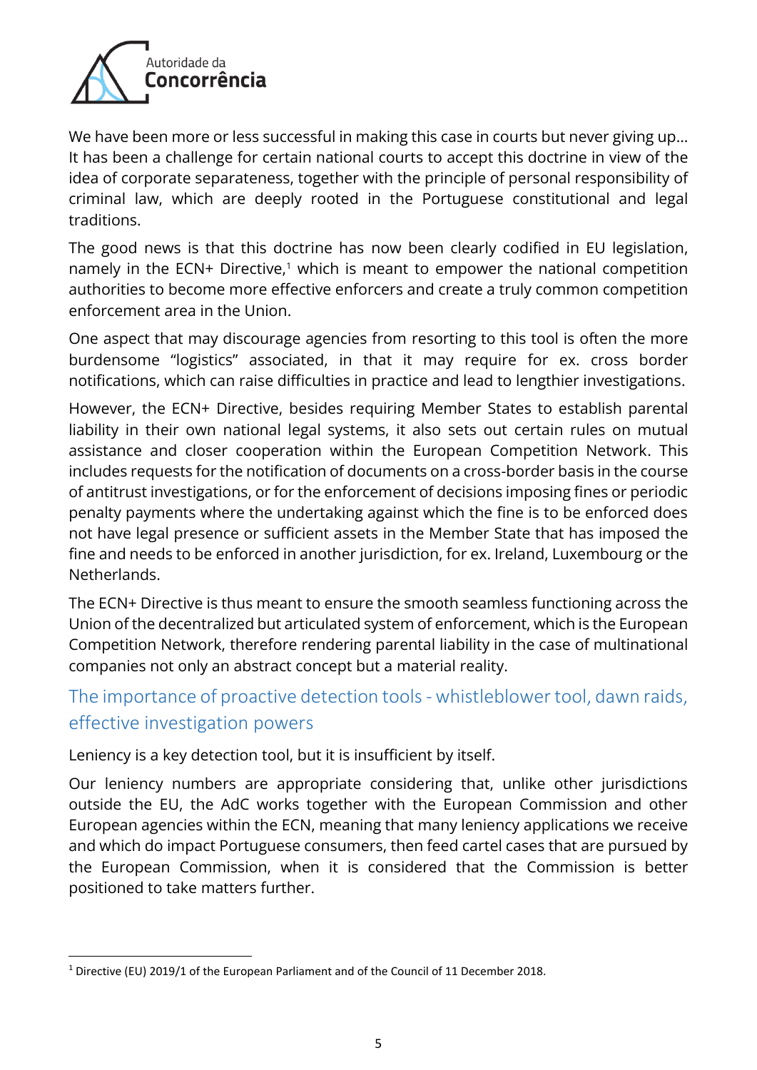We have been more or less successful in making this case in courts but never giving up… It has been a challenge for certain national courts to accept this doctrine in view of the idea of corporate separateness, together with the principle of personal responsibility of criminal law, which are deeply rooted in the Portuguese constitutional and legal traditions.

The good news is that this doctrine has now been clearly codified in EU legislation, namely in the ECN+ Directive,[1] which is meant to empower the national competition authorities to become more effective enforcers and create a truly common competition enforcement area in the Union.

One aspect that may discourage agencies from resorting to this tool is often the more burdensome "logistics" associated, in that it may require for ex. cross border notifications, which can raise difficulties in practice and lead to lengthier investigations.

However, the ECN+ Directive, besides requiring Member States to establish parental liability in their own national legal systems, it also sets out certain rules on mutual assistance and closer cooperation within the European Competition Network. This includes requests for the notification of documents on a cross-border basis in the course of antitrust investigations, or for the enforcement of decisions imposing fines or periodic penalty payments where the undertaking against which the fine is to be enforced does not have legal presence or sufficient assets in the Member State that has imposed the fine and needs to be enforced in another jurisdiction, for ex. Ireland, Luxembourg or the Netherlands.

The ECN+ Directive is thus meant to ensure the smooth seamless functioning across the Union of the decentralized but articulated system of enforcement, which is the European Competition Network, therefore rendering parental liability in the case of multinational companies not only an abstract concept but a material reality.

## The importance of proactive detection tools - whistleblower tool, dawn raids, effective investigation powers

Leniency is a key detection tool, but it is insufficient by itself.

Our leniency numbers are appropriate considering that, unlike other jurisdictions outside the EU, the AdC works together with the European Commission and other European agencies within the ECN, meaning that many leniency applications we receive and which do impact Portuguese consumers, then feed cartel cases that are pursued by the European Commission, when it is considered that the Commission is better positioned to take matters further.

[1] Directive (EU) 2019/1 of the European Parliament and of the Council of 11 December 2018.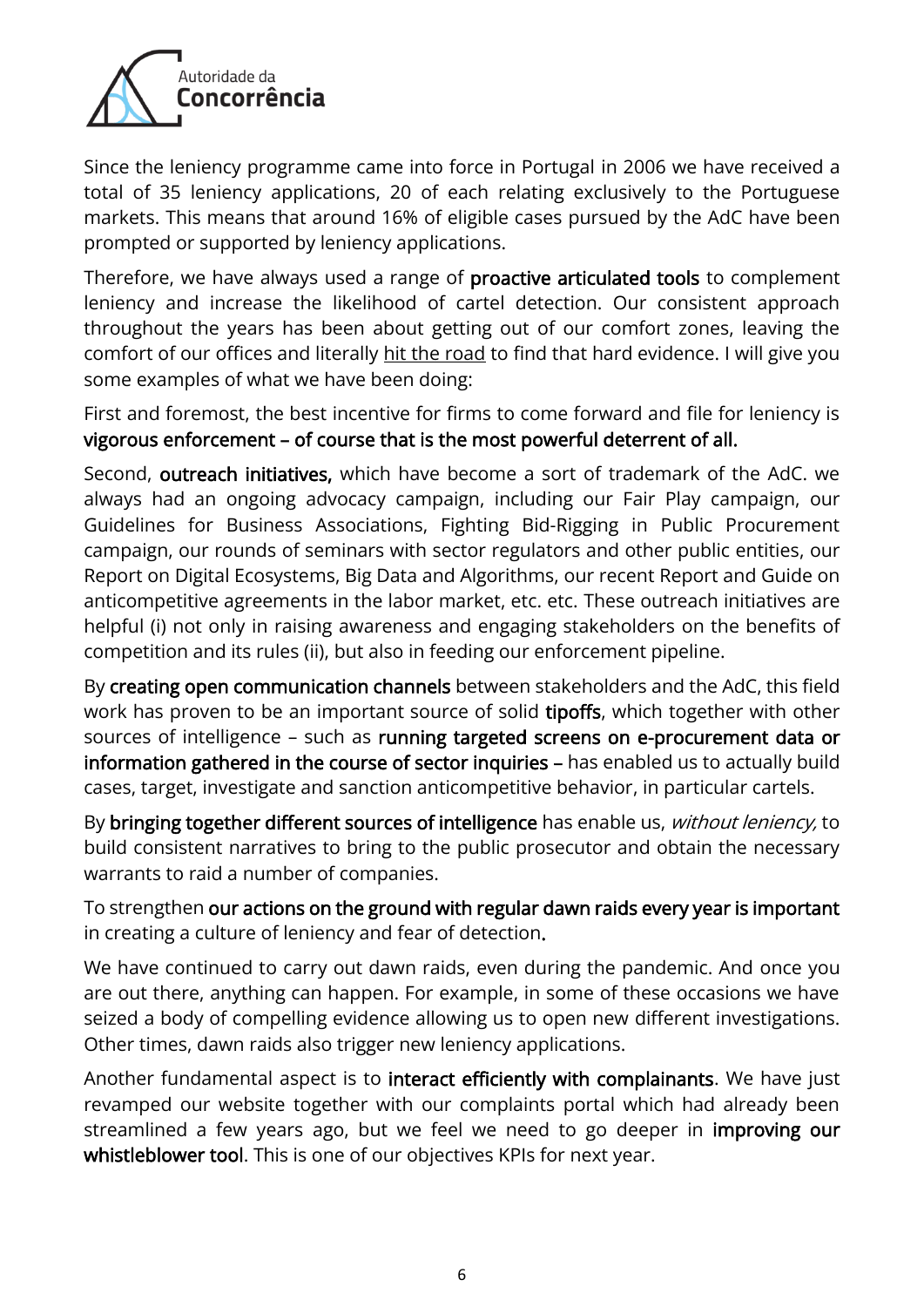Since the leniency programme came into force in Portugal in 2006 we have received a total of 35 leniency applications, 20 of each relating exclusively to the Portuguese markets. This means that around 16% of eligible cases pursued by the AdC have been prompted or supported by leniency applications.

Therefore, we have always used a range of **proactive articulated tools** to complement leniency and increase the likelihood of cartel detection. Our consistent approach throughout the years has been about getting out of our comfort zones, leaving the comfort of our offices and literally hit the road to find that hard evidence. I will give you some examples of what we have been doing:

First and foremost, the best incentive for firms to come forward and file for leniency is **vigorous enforcement – of course that is the most powerful deterrent of all.**

Second, **outreach initiatives,** which have become a sort of trademark of the AdC. we always had an ongoing advocacy campaign, including our Fair Play campaign, our Guidelines for Business Associations, Fighting Bid-Rigging in Public Procurement campaign, our rounds of seminars with sector regulators and other public entities, our Report on Digital Ecosystems, Big Data and Algorithms, our recent Report and Guide on anticompetitive agreements in the labor market, etc. etc. These outreach initiatives are helpful (i) not only in raising awareness and engaging stakeholders on the benefits of competition and its rules (ii), but also in feeding our enforcement pipeline.

By **creating open communication channels** between stakeholders and the AdC, this field work has proven to be an important source of solid **tipoffs**, which together with other sources of intelligence – such as **running targeted screens on e-procurement data or information gathered in the course of sector inquiries –** has enabled us to actually build cases, target, investigate and sanction anticompetitive behavior, in particular cartels.

By **bringing together different sources of intelligence** has enable us, *without leniency,* to build consistent narratives to bring to the public prosecutor and obtain the necessary warrants to raid a number of companies.

To strengthen **our actions on the ground with regular dawn raids every year is important** in creating a culture of leniency and fear of detection.

We have continued to carry out dawn raids, even during the pandemic. And once you are out there, anything can happen. For example, in some of these occasions we have seized a body of compelling evidence allowing us to open new different investigations. Other times, dawn raids also trigger new leniency applications.

Another fundamental aspect is to **interact efficiently with complainants**. We have just revamped our website together with our complaints portal which had already been streamlined a few years ago, but we feel we need to go deeper in **improving our whistleblower tool**. This is one of our objectives KPIs for next year.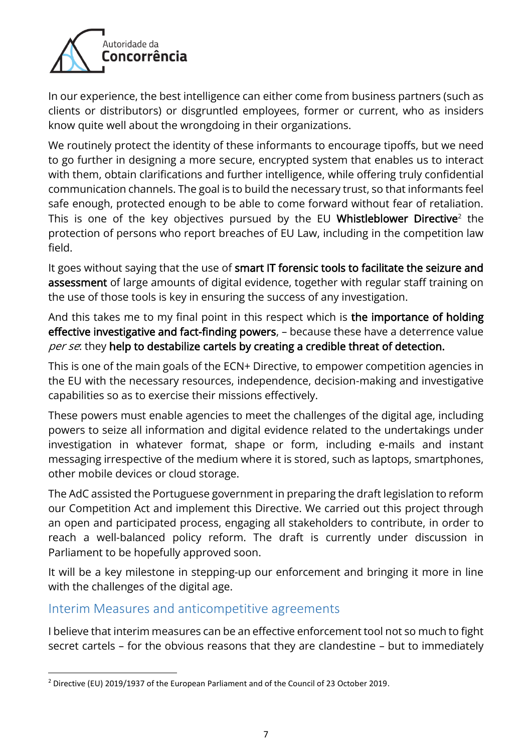In our experience, the best intelligence can either come from business partners (such as clients or distributors) or disgruntled employees, former or current, who as insiders know quite well about the wrongdoing in their organizations.

We routinely protect the identity of these informants to encourage tipoffs, but we need to go further in designing a more secure, encrypted system that enables us to interact with them, obtain clarifications and further intelligence, while offering truly confidential communication channels. The goal is to build the necessary trust, so that informants feel safe enough, protected enough to be able to come forward without fear of retaliation. This is one of the key objectives pursued by the EU **Whistleblower Directive**[2] the protection of persons who report breaches of EU Law, including in the competition law field.

It goes without saying that the use of **smart IT forensic tools to facilitate the seizure and assessment** of large amounts of digital evidence, together with regular staff training on the use of those tools is key in ensuring the success of any investigation.

And this takes me to my final point in this respect which is **the importance of holding effective investigative and fact-finding powers**, – because these have a deterrence value *per se*: they **help to destabilize cartels by creating a credible threat of detection.**

This is one of the main goals of the ECN+ Directive, to empower competition agencies in the EU with the necessary resources, independence, decision-making and investigative capabilities so as to exercise their missions effectively.

These powers must enable agencies to meet the challenges of the digital age, including powers to seize all information and digital evidence related to the undertakings under investigation in whatever format, shape or form, including e-mails and instant messaging irrespective of the medium where it is stored, such as laptops, smartphones, other mobile devices or cloud storage.

The AdC assisted the Portuguese government in preparing the draft legislation to reform our Competition Act and implement this Directive. We carried out this project through an open and participated process, engaging all stakeholders to contribute, in order to reach a well-balanced policy reform. The draft is currently under discussion in Parliament to be hopefully approved soon.

It will be a key milestone in stepping-up our enforcement and bringing it more in line with the challenges of the digital age.

## Interim Measures and anticompetitive agreements

I believe that interim measures can be an effective enforcement tool not so much to fight secret cartels – for the obvious reasons that they are clandestine – but to immediately

[2] Directive (EU) 2019/1937 of the European Parliament and of the Council of 23 October 2019.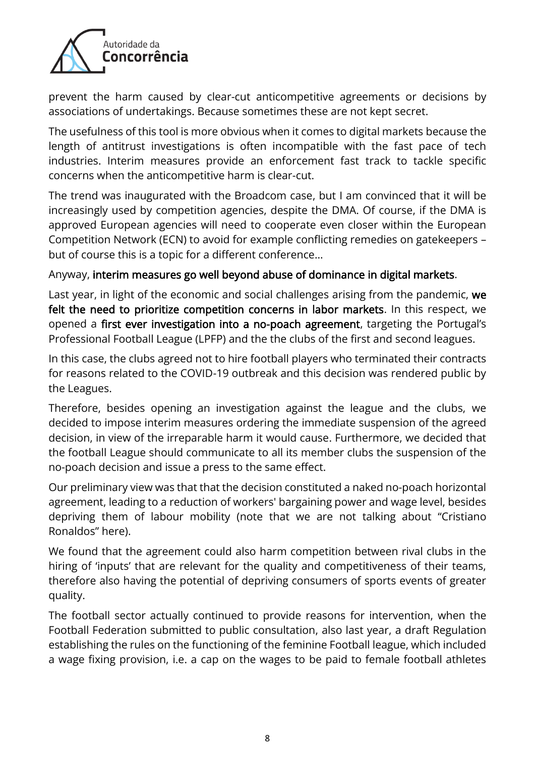prevent the harm caused by clear-cut anticompetitive agreements or decisions by associations of undertakings. Because sometimes these are not kept secret.

The usefulness of this tool is more obvious when it comes to digital markets because the length of antitrust investigations is often incompatible with the fast pace of tech industries. Interim measures provide an enforcement fast track to tackle specific concerns when the anticompetitive harm is clear-cut.

The trend was inaugurated with the Broadcom case, but I am convinced that it will be increasingly used by competition agencies, despite the DMA. Of course, if the DMA is approved European agencies will need to cooperate even closer within the European Competition Network (ECN) to avoid for example conflicting remedies on gatekeepers – but of course this is a topic for a different conference…

Anyway, **interim measures go well beyond abuse of dominance in digital markets**.

Last year, in light of the economic and social challenges arising from the pandemic, **we felt the need to prioritize competition concerns in labor markets**. In this respect, we opened a **first ever investigation into a no-poach agreement**, targeting the Portugal's Professional Football League (LPFP) and the the clubs of the first and second leagues.

In this case, the clubs agreed not to hire football players who terminated their contracts for reasons related to the COVID-19 outbreak and this decision was rendered public by the Leagues.

Therefore, besides opening an investigation against the league and the clubs, we decided to impose interim measures ordering the immediate suspension of the agreed decision, in view of the irreparable harm it would cause. Furthermore, we decided that the football League should communicate to all its member clubs the suspension of the no-poach decision and issue a press to the same effect.

Our preliminary view was that that the decision constituted a naked no-poach horizontal agreement, leading to a reduction of workers' bargaining power and wage level, besides depriving them of labour mobility (note that we are not talking about "Cristiano Ronaldos" here).

We found that the agreement could also harm competition between rival clubs in the hiring of 'inputs' that are relevant for the quality and competitiveness of their teams, therefore also having the potential of depriving consumers of sports events of greater quality.

The football sector actually continued to provide reasons for intervention, when the Football Federation submitted to public consultation, also last year, a draft Regulation establishing the rules on the functioning of the feminine Football league, which included a wage fixing provision, i.e. a cap on the wages to be paid to female football athletes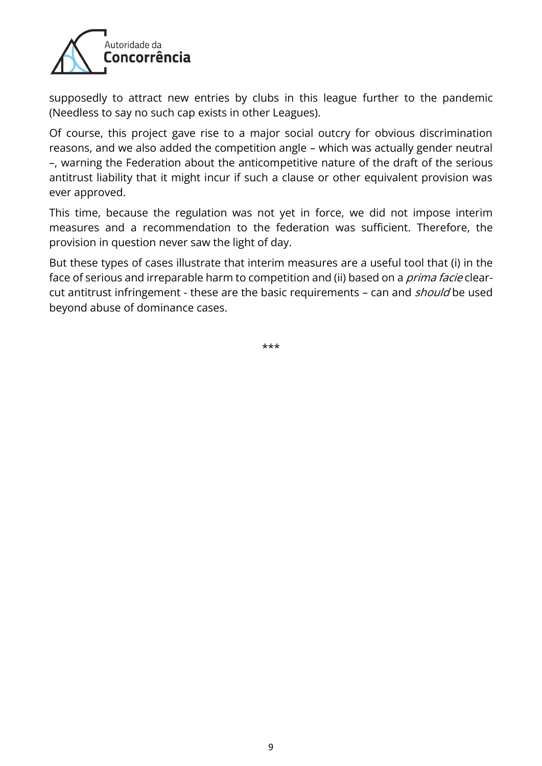supposedly to attract new entries by clubs in this league further to the pandemic (Needless to say no such cap exists in other Leagues).

Of course, this project gave rise to a major social outcry for obvious discrimination reasons, and we also added the competition angle – which was actually gender neutral –, warning the Federation about the anticompetitive nature of the draft of the serious antitrust liability that it might incur if such a clause or other equivalent provision was ever approved.

This time, because the regulation was not yet in force, we did not impose interim measures and a recommendation to the federation was sufficient. Therefore, the provision in question never saw the light of day.

But these types of cases illustrate that interim measures are a useful tool that (i) in the face of serious and irreparable harm to competition and (ii) based on a *prima facie* clear-cut antitrust infringement - these are the basic requirements – can and *should* be used beyond abuse of dominance cases.

***